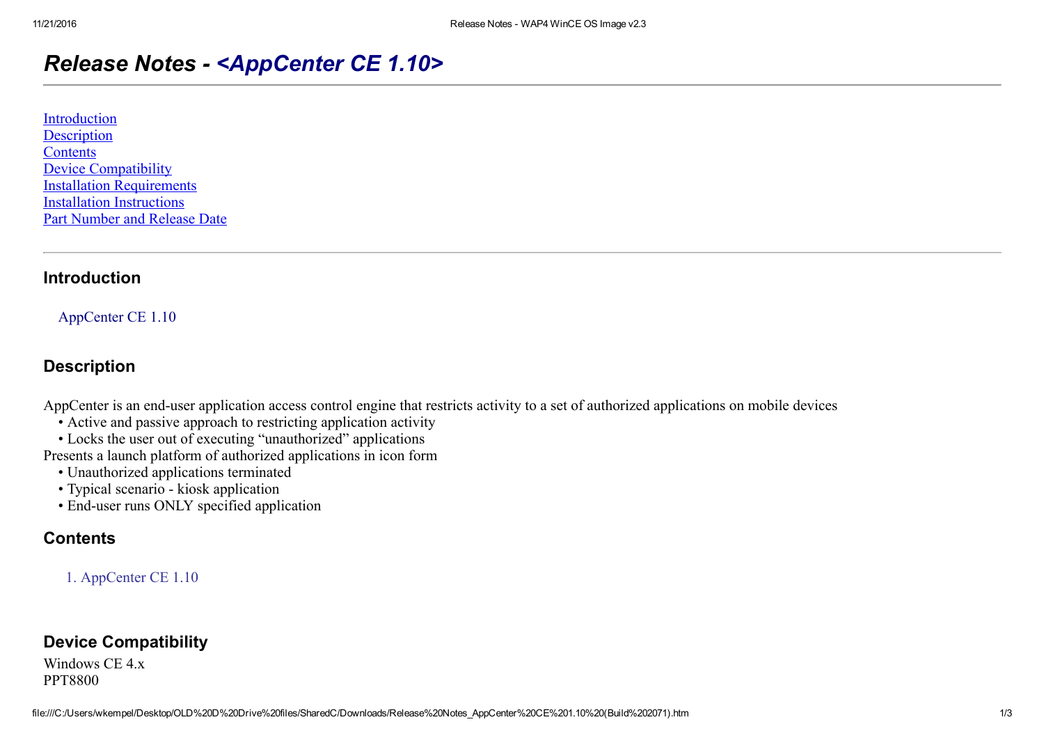# *Release Notes - <AppCenter CE 1.10>*

Introduction
Description
Contents
Device Compatibility
Installation Requirements
Installation Instructions
Part Number and Release Date

---

## Introduction

AppCenter CE 1.10

## Description

AppCenter is an end-user application access control engine that restricts activity to a set of authorized applications on mobile devices

- Active and passive approach to restricting application activity
- Locks the user out of executing "unauthorized" applications

Presents a launch platform of authorized applications in icon form

- Unauthorized applications terminated
- Typical scenario - kiosk application
- End-user runs ONLY specified application

## Contents

1. AppCenter CE 1.10

## Device Compatibility

Windows CE 4.x
PPT8800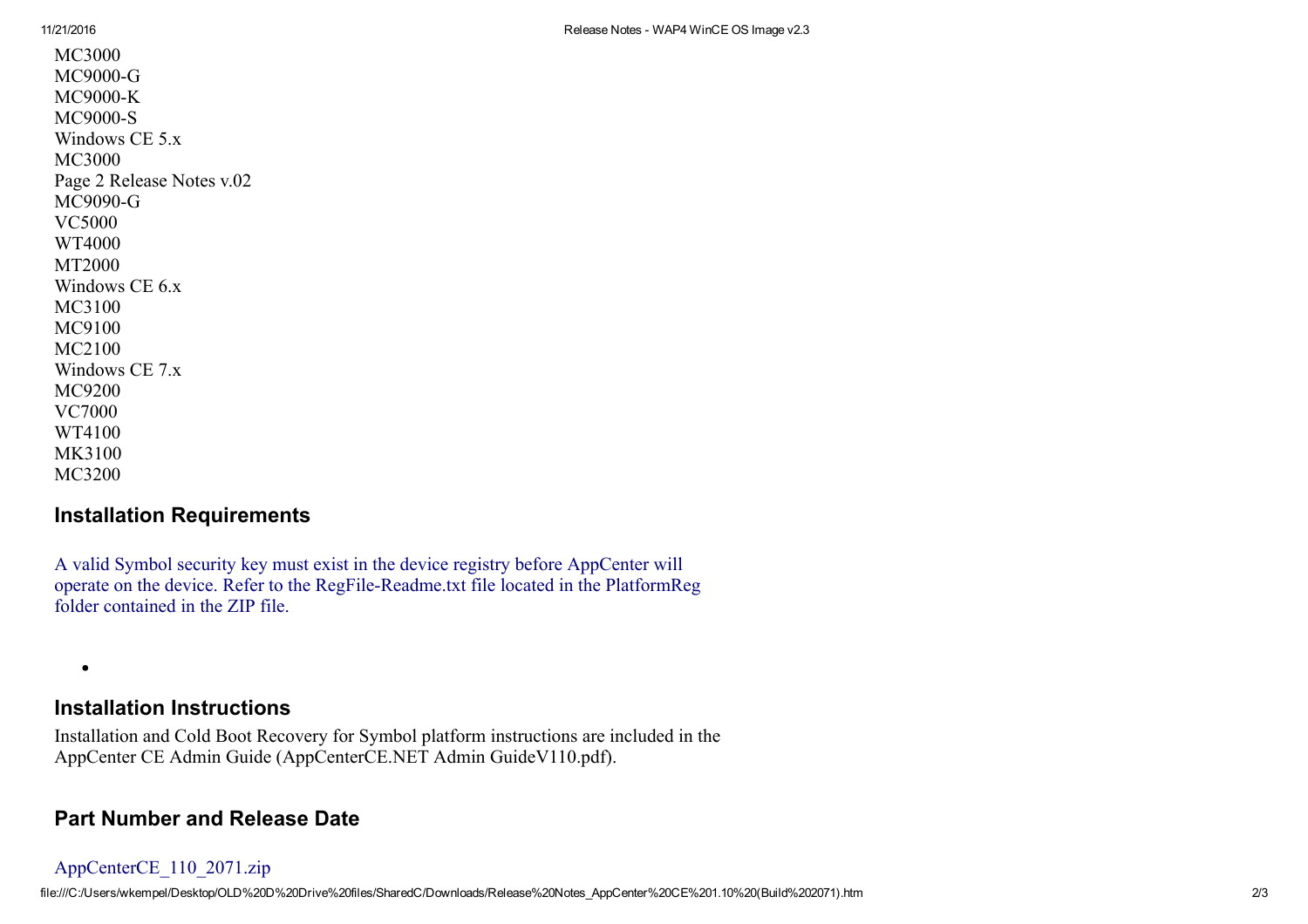MC3000
MC9000-G
MC9000-K
MC9000-S
Windows CE 5.x
MC3000
Page 2 Release Notes v.02
MC9090-G
VC5000
WT4000
MT2000
Windows CE 6.x
MC3100
MC9100
MC2100
Windows CE 7.x
MC9200
VC7000
WT4100
MK3100
MC3200

## Installation Requirements

A valid Symbol security key must exist in the device registry before AppCenter will operate on the device. Refer to the RegFile-Readme.txt file located in the PlatformReg folder contained in the ZIP file.

- 

## Installation Instructions

Installation and Cold Boot Recovery for Symbol platform instructions are included in the AppCenter CE Admin Guide (AppCenterCE.NET Admin GuideV110.pdf).

## Part Number and Release Date

AppCenterCE_110_2071.zip